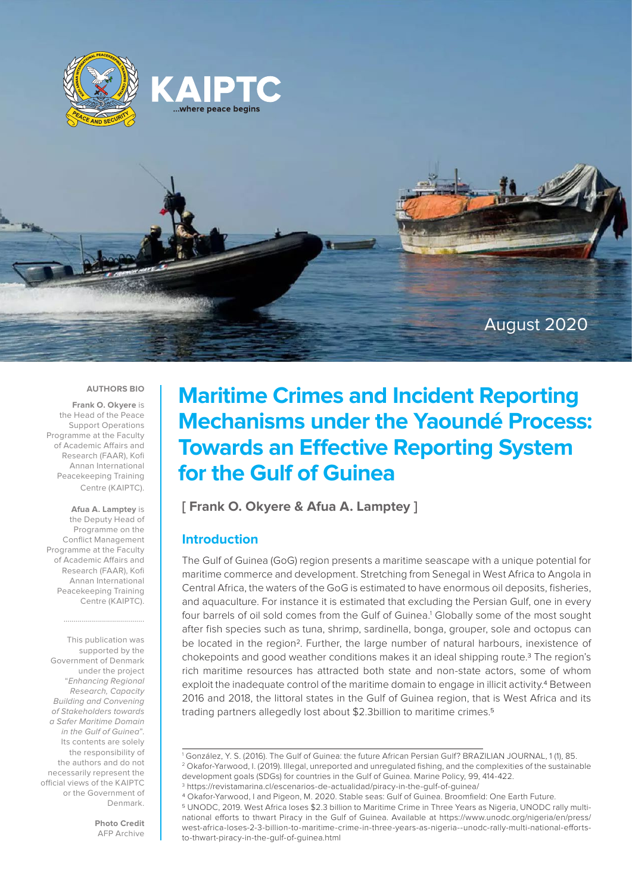KAIPTC

...where peace begins

August 2020

# Maritime Crimes and Incident Reporting Mechanisms under the Yaoundé Process: Towards an Effective Reporting System for the Gulf of Guinea

**[ Frank O. Okyere & Afua A. Lamptey ]**

**AUTHORS BIO**

**Frank O. Okyere** is the Head of the Peace Support Operations Programme at the Faculty of Academic Affairs and Research (FAAR), Kofi Annan International Peacekeeping Training Centre (KAIPTC).

**Afua A. Lamptey** is the Deputy Head of Programme on the Conflict Management Programme at the Faculty of Academic Affairs and Research (FAAR), Kofi Annan International Peacekeeping Training Centre (KAIPTC).

This publication was supported by the Government of Denmark under the project "*Enhancing Regional Research, Capacity Building and Convening of Stakeholders towards a Safer Maritime Domain in the Gulf of Guinea*". Its contents are solely the responsibility of the authors and do not necessarily represent the official views of the KAIPTC or the Government of Denmark.

**Photo Credit**
AFP Archive

## Introduction

The Gulf of Guinea (GoG) region presents a maritime seascape with a unique potential for maritime commerce and development. Stretching from Senegal in West Africa to Angola in Central Africa, the waters of the GoG is estimated to have enormous oil deposits, fisheries, and aquaculture. For instance it is estimated that excluding the Persian Gulf, one in every four barrels of oil sold comes from the Gulf of Guinea.[1] Globally some of the most sought after fish species such as tuna, shrimp, sardinella, bonga, grouper, sole and octopus can be located in the region[2]. Further, the large number of natural harbours, inexistence of chokepoints and good weather conditions makes it an ideal shipping route.[3] The region's rich maritime resources has attracted both state and non-state actors, some of whom exploit the inadequate control of the maritime domain to engage in illicit activity.[4] Between 2016 and 2018, the littoral states in the Gulf of Guinea region, that is West Africa and its trading partners allegedly lost about $2.3billion to maritime crimes.[5]

---

[1] González, Y. S. (2016). The Gulf of Guinea: the future African Persian Gulf? BRAZILIAN JOURNAL, 1 (1), 85.

[2] Okafor-Yarwood, I. (2019). Illegal, unreported and unregulated fishing, and the complexities of the sustainable development goals (SDGs) for countries in the Gulf of Guinea. Marine Policy, 99, 414-422.

[3] https://revistamarina.cl/escenarios-de-actualidad/piracy-in-the-gulf-of-guinea/

[4] Okafor-Yarwood, I and Pigeon, M. 2020. Stable seas: Gulf of Guinea. Broomfield: One Earth Future.

[5] UNODC, 2019. West Africa loses $2.3 billion to Maritime Crime in Three Years as Nigeria, UNODC rally multi-national efforts to thwart Piracy in the Gulf of Guinea. Available at https://www.unodc.org/nigeria/en/press/west-africa-loses-2-3-billion-to-maritime-crime-in-three-years-as-nigeria--unodc-rally-multi-national-efforts-to-thwart-piracy-in-the-gulf-of-guinea.html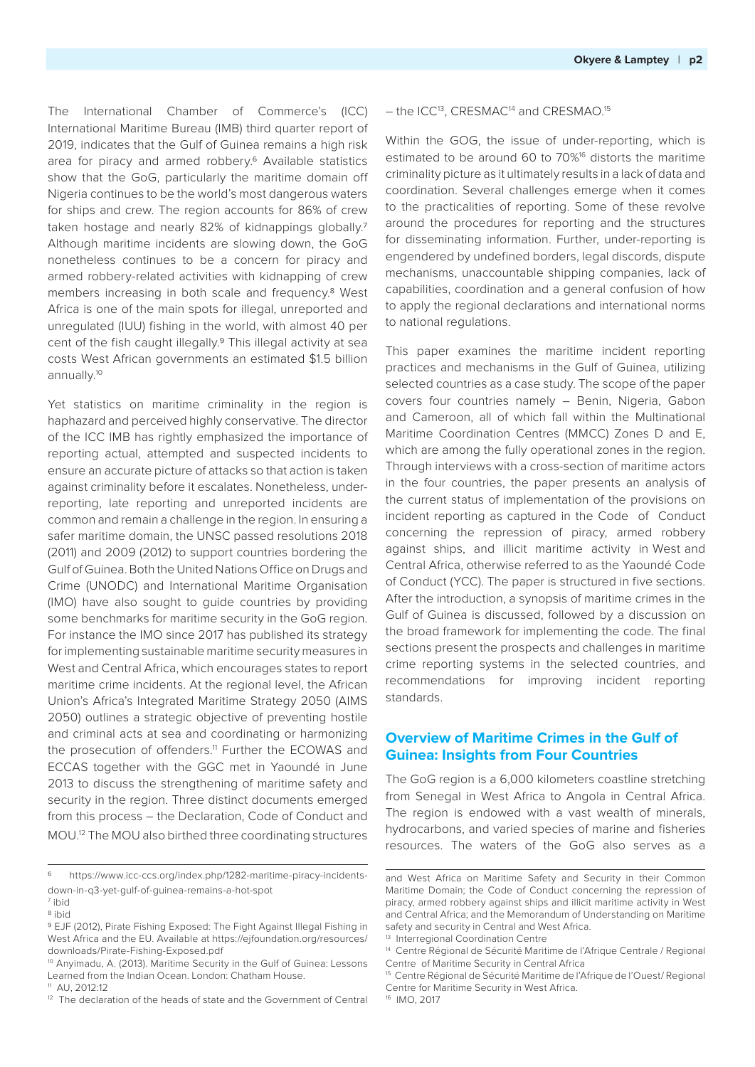The International Chamber of Commerce's (ICC) International Maritime Bureau (IMB) third quarter report of 2019, indicates that the Gulf of Guinea remains a high risk area for piracy and armed robbery.[6] Available statistics show that the GoG, particularly the maritime domain off Nigeria continues to be the world's most dangerous waters for ships and crew. The region accounts for 86% of crew taken hostage and nearly 82% of kidnappings globally.[7] Although maritime incidents are slowing down, the GoG nonetheless continues to be a concern for piracy and armed robbery-related activities with kidnapping of crew members increasing in both scale and frequency.[8] West Africa is one of the main spots for illegal, unreported and unregulated (IUU) fishing in the world, with almost 40 per cent of the fish caught illegally.[9] This illegal activity at sea costs West African governments an estimated $1.5 billion annually.[10]

Yet statistics on maritime criminality in the region is haphazard and perceived highly conservative. The director of the ICC IMB has rightly emphasized the importance of reporting actual, attempted and suspected incidents to ensure an accurate picture of attacks so that action is taken against criminality before it escalates. Nonetheless, under-reporting, late reporting and unreported incidents are common and remain a challenge in the region. In ensuring a safer maritime domain, the UNSC passed resolutions 2018 (2011) and 2009 (2012) to support countries bordering the Gulf of Guinea. Both the United Nations Office on Drugs and Crime (UNODC) and International Maritime Organisation (IMO) have also sought to guide countries by providing some benchmarks for maritime security in the GoG region. For instance the IMO since 2017 has published its strategy for implementing sustainable maritime security measures in West and Central Africa, which encourages states to report maritime crime incidents. At the regional level, the African Union's Africa's Integrated Maritime Strategy 2050 (AIMS 2050) outlines a strategic objective of preventing hostile and criminal acts at sea and coordinating or harmonizing the prosecution of offenders.[11] Further the ECOWAS and ECCAS together with the GGC met in Yaoundé in June 2013 to discuss the strengthening of maritime safety and security in the region. Three distinct documents emerged from this process – the Declaration, Code of Conduct and MOU.[12] The MOU also birthed three coordinating structures – the ICC[13], CRESMAC[14] and CRESMAO.[15]

Within the GOG, the issue of under-reporting, which is estimated to be around 60 to 70%[16] distorts the maritime criminality picture as it ultimately results in a lack of data and coordination. Several challenges emerge when it comes to the practicalities of reporting. Some of these revolve around the procedures for reporting and the structures for disseminating information. Further, under-reporting is engendered by undefined borders, legal discords, dispute mechanisms, unaccountable shipping companies, lack of capabilities, coordination and a general confusion of how to apply the regional declarations and international norms to national regulations.

This paper examines the maritime incident reporting practices and mechanisms in the Gulf of Guinea, utilizing selected countries as a case study. The scope of the paper covers four countries namely – Benin, Nigeria, Gabon and Cameroon, all of which fall within the Multinational Maritime Coordination Centres (MMCC) Zones D and E, which are among the fully operational zones in the region. Through interviews with a cross-section of maritime actors in the four countries, the paper presents an analysis of the current status of implementation of the provisions on incident reporting as captured in the Code of Conduct concerning the repression of piracy, armed robbery against ships, and illicit maritime activity in West and Central Africa, otherwise referred to as the Yaoundé Code of Conduct (YCC). The paper is structured in five sections. After the introduction, a synopsis of maritime crimes in the Gulf of Guinea is discussed, followed by a discussion on the broad framework for implementing the code. The final sections present the prospects and challenges in maritime crime reporting systems in the selected countries, and recommendations for improving incident reporting standards.

## Overview of Maritime Crimes in the Gulf of Guinea: Insights from Four Countries

The GoG region is a 6,000 kilometers coastline stretching from Senegal in West Africa to Angola in Central Africa. The region is endowed with a vast wealth of minerals, hydrocarbons, and varied species of marine and fisheries resources. The waters of the GoG also serves as a

---

[6] https://www.icc-ccs.org/index.php/1282-maritime-piracy-incidents-down-in-q3-yet-gulf-of-guinea-remains-a-hot-spot

[7] ibid

[8] ibid

[9] EJF (2012), Pirate Fishing Exposed: The Fight Against Illegal Fishing in West Africa and the EU. Available at https://ejfoundation.org/resources/downloads/Pirate-Fishing-Exposed.pdf

[10] Anyimadu, A. (2013). Maritime Security in the Gulf of Guinea: Lessons Learned from the Indian Ocean. London: Chatham House.

[11] AU, 2012:12

[12] The declaration of the heads of state and the Government of Central and West Africa on Maritime Safety and Security in their Common Maritime Domain; the Code of Conduct concerning the repression of piracy, armed robbery against ships and illicit maritime activity in West and Central Africa; and the Memorandum of Understanding on Maritime safety and security in Central and West Africa.

[13] Interregional Coordination Centre

[14] Centre Régional de Sécurité Maritime de l'Afrique Centrale / Regional Centre of Maritime Security in Central Africa

[15] Centre Régional de Sécurité Maritime de l'Afrique de l'Ouest/ Regional Centre for Maritime Security in West Africa.

[16] IMO, 2017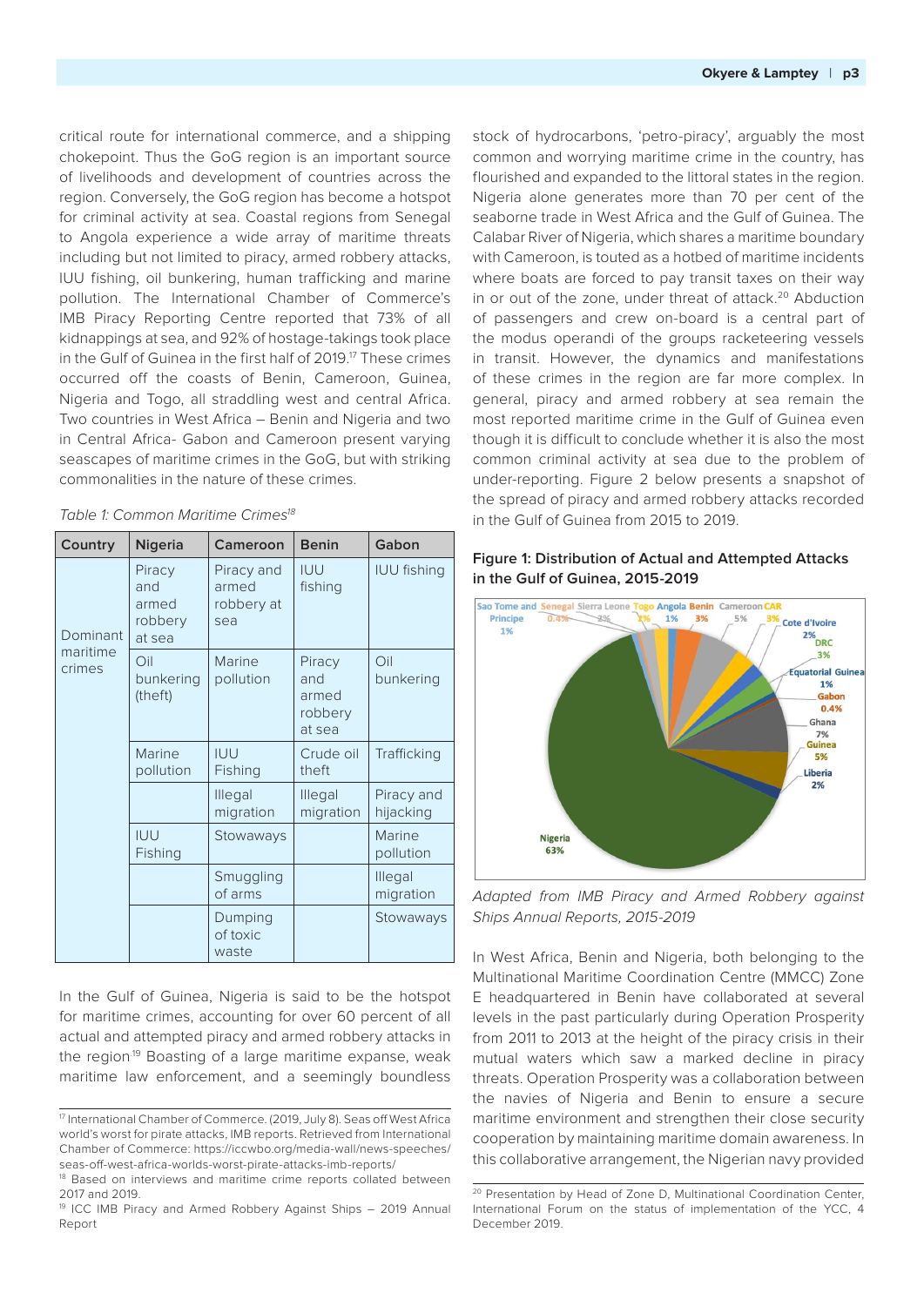critical route for international commerce, and a shipping chokepoint. Thus the GoG region is an important source of livelihoods and development of countries across the region. Conversely, the GoG region has become a hotspot for criminal activity at sea. Coastal regions from Senegal to Angola experience a wide array of maritime threats including but not limited to piracy, armed robbery attacks, IUU fishing, oil bunkering, human trafficking and marine pollution. The International Chamber of Commerce's IMB Piracy Reporting Centre reported that 73% of all kidnappings at sea, and 92% of hostage-takings took place in the Gulf of Guinea in the first half of 2019.[17] These crimes occurred off the coasts of Benin, Cameroon, Guinea, Nigeria and Togo, all straddling west and central Africa. Two countries in West Africa – Benin and Nigeria and two in Central Africa- Gabon and Cameroon present varying seascapes of maritime crimes in the GoG, but with striking commonalities in the nature of these crimes.

*Table 1: Common Maritime Crimes[18]*

| Country | Nigeria | Cameroon | Benin | Gabon |
|---|---|---|---|---|
| Dominant maritime crimes | Piracy and armed robbery at sea | Piracy and armed robbery at sea | IUU fishing | IUU fishing |
| | Oil bunkering (theft) | Marine pollution | Piracy and armed robbery at sea | Oil bunkering |
| | Marine pollution | IUU Fishing | Crude oil theft | Trafficking |
| | | Illegal migration | Illegal migration | Piracy and hijacking |
| | IUU Fishing | Stowaways | | Marine pollution |
| | | Smuggling of arms | | Illegal migration |
| | | Dumping of toxic waste | | Stowaways |

In the Gulf of Guinea, Nigeria is said to be the hotspot for maritime crimes, accounting for over 60 percent of all actual and attempted piracy and armed robbery attacks in the region[19] Boasting of a large maritime expanse, weak maritime law enforcement, and a seemingly boundless stock of hydrocarbons, 'petro-piracy', arguably the most common and worrying maritime crime in the country, has flourished and expanded to the littoral states in the region. Nigeria alone generates more than 70 per cent of the seaborne trade in West Africa and the Gulf of Guinea. The Calabar River of Nigeria, which shares a maritime boundary with Cameroon, is touted as a hotbed of maritime incidents where boats are forced to pay transit taxes on their way in or out of the zone, under threat of attack.[20] Abduction of passengers and crew on-board is a central part of the modus operandi of the groups racketeering vessels in transit. However, the dynamics and manifestations of these crimes in the region are far more complex. In general, piracy and armed robbery at sea remain the most reported maritime crime in the Gulf of Guinea even though it is difficult to conclude whether it is also the most common criminal activity at sea due to the problem of under-reporting. Figure 2 below presents a snapshot of the spread of piracy and armed robbery attacks recorded in the Gulf of Guinea from 2015 to 2019.

**Figure 1: Distribution of Actual and Attempted Attacks in the Gulf of Guinea, 2015-2019**

Sao Tome and Principe 1%; Senegal 0.4%; Sierra Leone 2%; Togo 2%; Angola 1%; Benin 3%; Cameroon 5%; CAR 3%; Cote d'Ivoire 2%; DRC 3%; Equatorial Guinea 1%; Gabon 0.4%; Ghana 7%; Guinea 5%; Liberia 2%; Nigeria 63%

*Adapted from IMB Piracy and Armed Robbery against Ships Annual Reports, 2015-2019*

In West Africa, Benin and Nigeria, both belonging to the Multinational Maritime Coordination Centre (MMCC) Zone E headquartered in Benin have collaborated at several levels in the past particularly during Operation Prosperity from 2011 to 2013 at the height of the piracy crisis in their mutual waters which saw a marked decline in piracy threats. Operation Prosperity was a collaboration between the navies of Nigeria and Benin to ensure a secure maritime environment and strengthen their close security cooperation by maintaining maritime domain awareness. In this collaborative arrangement, the Nigerian navy provided

---

[17] International Chamber of Commerce. (2019, July 8). Seas off West Africa world's worst for pirate attacks, IMB reports. Retrieved from International Chamber of Commerce: https://iccwbo.org/media-wall/news-speeches/seas-off-west-africa-worlds-worst-pirate-attacks-imb-reports/

[18] Based on interviews and maritime crime reports collated between 2017 and 2019.

[19] ICC IMB Piracy and Armed Robbery Against Ships – 2019 Annual Report

[20] Presentation by Head of Zone D, Multinational Coordination Center, International Forum on the status of implementation of the YCC, 4 December 2019.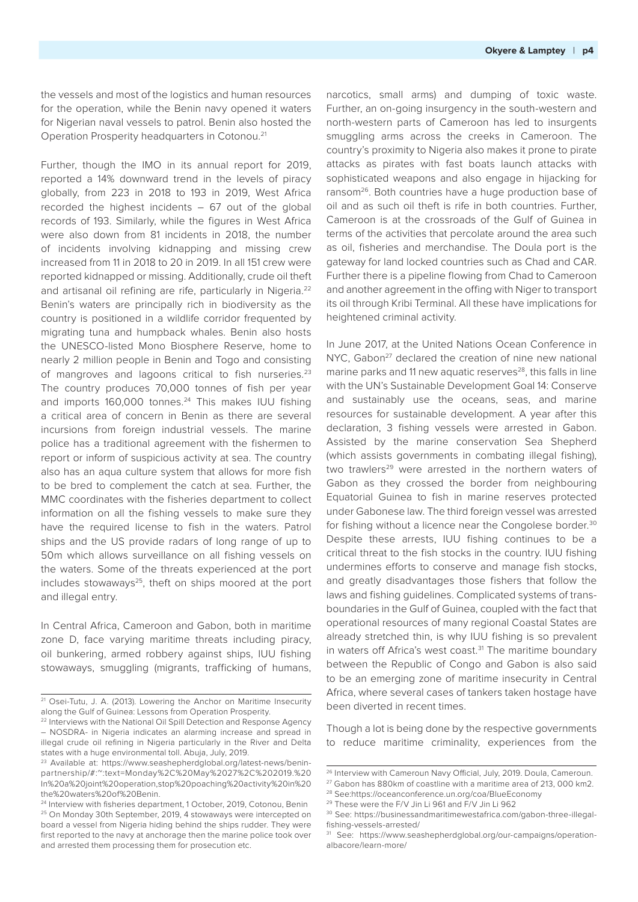the vessels and most of the logistics and human resources for the operation, while the Benin navy opened it waters for Nigerian naval vessels to patrol. Benin also hosted the Operation Prosperity headquarters in Cotonou.[21]

Further, though the IMO in its annual report for 2019, reported a 14% downward trend in the levels of piracy globally, from 223 in 2018 to 193 in 2019, West Africa recorded the highest incidents – 67 out of the global records of 193. Similarly, while the figures in West Africa were also down from 81 incidents in 2018, the number of incidents involving kidnapping and missing crew increased from 11 in 2018 to 20 in 2019. In all 151 crew were reported kidnapped or missing. Additionally, crude oil theft and artisanal oil refining are rife, particularly in Nigeria.[22] Benin's waters are principally rich in biodiversity as the country is positioned in a wildlife corridor frequented by migrating tuna and humpback whales. Benin also hosts the UNESCO-listed Mono Biosphere Reserve, home to nearly 2 million people in Benin and Togo and consisting of mangroves and lagoons critical to fish nurseries.[23] The country produces 70,000 tonnes of fish per year and imports 160,000 tonnes.[24] This makes IUU fishing a critical area of concern in Benin as there are several incursions from foreign industrial vessels. The marine police has a traditional agreement with the fishermen to report or inform of suspicious activity at sea. The country also has an aqua culture system that allows for more fish to be bred to complement the catch at sea. Further, the MMC coordinates with the fisheries department to collect information on all the fishing vessels to make sure they have the required license to fish in the waters. Patrol ships and the US provide radars of long range of up to 50m which allows surveillance on all fishing vessels on the waters. Some of the threats experienced at the port includes stowaways[25], theft on ships moored at the port and illegal entry.

In Central Africa, Cameroon and Gabon, both in maritime zone D, face varying maritime threats including piracy, oil bunkering, armed robbery against ships, IUU fishing stowaways, smuggling (migrants, trafficking of humans, narcotics, small arms) and dumping of toxic waste. Further, an on-going insurgency in the south-western and north-western parts of Cameroon has led to insurgents smuggling arms across the creeks in Cameroon. The country's proximity to Nigeria also makes it prone to pirate attacks as pirates with fast boats launch attacks with sophisticated weapons and also engage in hijacking for ransom[26]. Both countries have a huge production base of oil and as such oil theft is rife in both countries. Further, Cameroon is at the crossroads of the Gulf of Guinea in terms of the activities that percolate around the area such as oil, fisheries and merchandise. The Doula port is the gateway for land locked countries such as Chad and CAR. Further there is a pipeline flowing from Chad to Cameroon and another agreement in the offing with Niger to transport its oil through Kribi Terminal. All these have implications for heightened criminal activity.

In June 2017, at the United Nations Ocean Conference in NYC, Gabon[27] declared the creation of nine new national marine parks and 11 new aquatic reserves[28], this falls in line with the UN's Sustainable Development Goal 14: Conserve and sustainably use the oceans, seas, and marine resources for sustainable development. A year after this declaration, 3 fishing vessels were arrested in Gabon. Assisted by the marine conservation Sea Shepherd (which assists governments in combating illegal fishing), two trawlers[29] were arrested in the northern waters of Gabon as they crossed the border from neighbouring Equatorial Guinea to fish in marine reserves protected under Gabonese law. The third foreign vessel was arrested for fishing without a licence near the Congolese border.[30] Despite these arrests, IUU fishing continues to be a critical threat to the fish stocks in the country. IUU fishing undermines efforts to conserve and manage fish stocks, and greatly disadvantages those fishers that follow the laws and fishing guidelines. Complicated systems of trans-boundaries in the Gulf of Guinea, coupled with the fact that operational resources of many regional Coastal States are already stretched thin, is why IUU fishing is so prevalent in waters off Africa's west coast.[31] The maritime boundary between the Republic of Congo and Gabon is also said to be an emerging zone of maritime insecurity in Central Africa, where several cases of tankers taken hostage have been diverted in recent times.

Though a lot is being done by the respective governments to reduce maritime criminality, experiences from the

---

[21] Osei-Tutu, J. A. (2013). Lowering the Anchor on Maritime Insecurity along the Gulf of Guinea: Lessons from Operation Prosperity.

[22] Interviews with the National Oil Spill Detection and Response Agency – NOSDRA- in Nigeria indicates an alarming increase and spread in illegal crude oil refining in Nigeria particularly in the River and Delta states with a huge environmental toll. Abuja, July, 2019.

[23] Available at: https://www.seashepherdglobal.org/latest-news/benin-partnership/#:~:text=Monday%2C%20May%2027%2C%202019.%20In%20a%20joint%20operation,stop%20poaching%20activity%20in%20the%20waters%20of%20Benin.

[24] Interview with fisheries department, 1 October, 2019, Cotonou, Benin

[25] On Monday 30th September, 2019, 4 stowaways were intercepted on board a vessel from Nigeria hiding behind the ships rudder. They were first reported to the navy at anchorage then the marine police took over and arrested them processing them for prosecution etc.

[26] Interview with Cameroun Navy Official, July, 2019. Doula, Cameroun.

[27] Gabon has 880km of coastline with a maritime area of 213, 000 km2.

[28] See:https://oceanconference.un.org/coa/BlueEconomy

[29] These were the F/V Jin Li 961 and F/V Jin Li 962

[30] See: https://businessandmaritimewestafrica.com/gabon-three-illegal-fishing-vessels-arrested/

[31] See: https://www.seashepherdglobal.org/our-campaigns/operation-albacore/learn-more/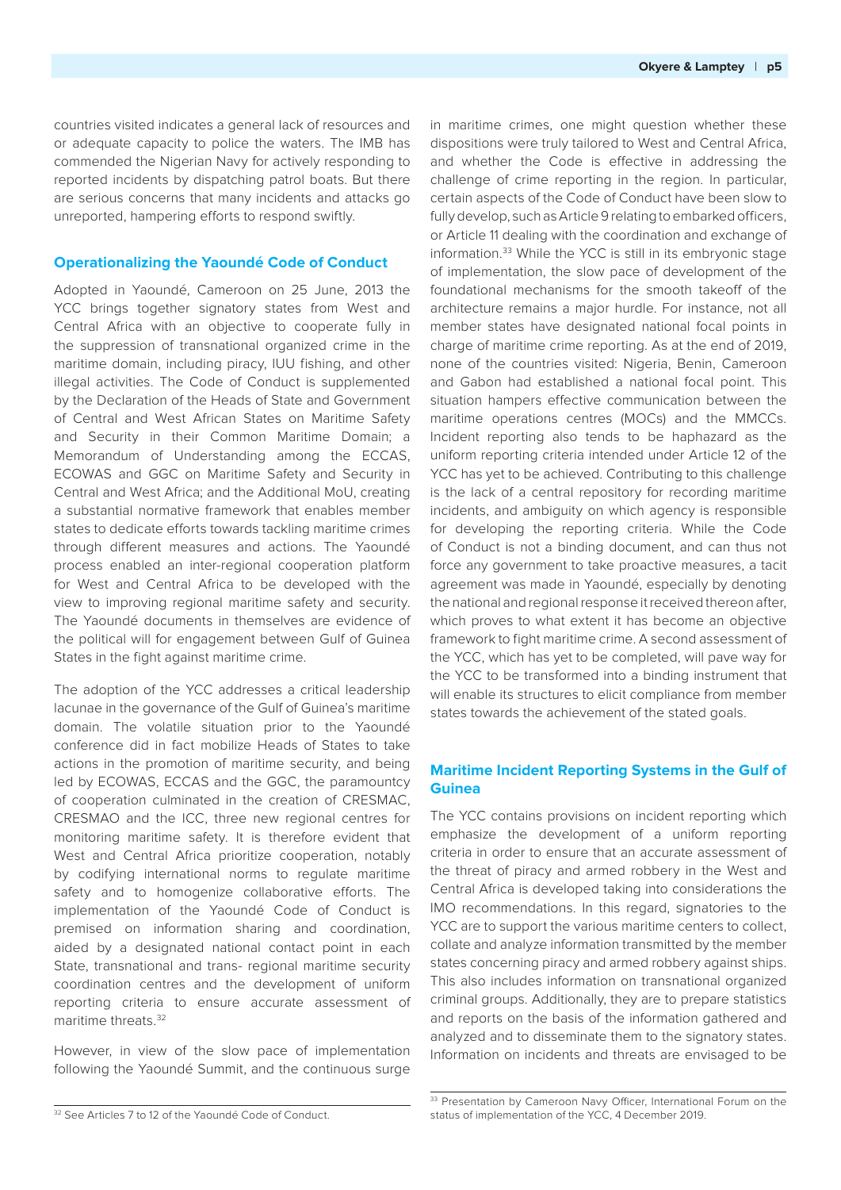countries visited indicates a general lack of resources and or adequate capacity to police the waters. The IMB has commended the Nigerian Navy for actively responding to reported incidents by dispatching patrol boats. But there are serious concerns that many incidents and attacks go unreported, hampering efforts to respond swiftly.

## Operationalizing the Yaoundé Code of Conduct

Adopted in Yaoundé, Cameroon on 25 June, 2013 the YCC brings together signatory states from West and Central Africa with an objective to cooperate fully in the suppression of transnational organized crime in the maritime domain, including piracy, IUU fishing, and other illegal activities. The Code of Conduct is supplemented by the Declaration of the Heads of State and Government of Central and West African States on Maritime Safety and Security in their Common Maritime Domain; a Memorandum of Understanding among the ECCAS, ECOWAS and GGC on Maritime Safety and Security in Central and West Africa; and the Additional MoU, creating a substantial normative framework that enables member states to dedicate efforts towards tackling maritime crimes through different measures and actions. The Yaoundé process enabled an inter-regional cooperation platform for West and Central Africa to be developed with the view to improving regional maritime safety and security. The Yaoundé documents in themselves are evidence of the political will for engagement between Gulf of Guinea States in the fight against maritime crime.

The adoption of the YCC addresses a critical leadership lacunae in the governance of the Gulf of Guinea's maritime domain. The volatile situation prior to the Yaoundé conference did in fact mobilize Heads of States to take actions in the promotion of maritime security, and being led by ECOWAS, ECCAS and the GGC, the paramountcy of cooperation culminated in the creation of CRESMAC, CRESMAO and the ICC, three new regional centres for monitoring maritime safety. It is therefore evident that West and Central Africa prioritize cooperation, notably by codifying international norms to regulate maritime safety and to homogenize collaborative efforts. The implementation of the Yaoundé Code of Conduct is premised on information sharing and coordination, aided by a designated national contact point in each State, transnational and trans- regional maritime security coordination centres and the development of uniform reporting criteria to ensure accurate assessment of maritime threats.[32]

However, in view of the slow pace of implementation following the Yaoundé Summit, and the continuous surge in maritime crimes, one might question whether these dispositions were truly tailored to West and Central Africa, and whether the Code is effective in addressing the challenge of crime reporting in the region. In particular, certain aspects of the Code of Conduct have been slow to fully develop, such as Article 9 relating to embarked officers, or Article 11 dealing with the coordination and exchange of information.[33] While the YCC is still in its embryonic stage of implementation, the slow pace of development of the foundational mechanisms for the smooth takeoff of the architecture remains a major hurdle. For instance, not all member states have designated national focal points in charge of maritime crime reporting. As at the end of 2019, none of the countries visited: Nigeria, Benin, Cameroon and Gabon had established a national focal point. This situation hampers effective communication between the maritime operations centres (MOCs) and the MMCCs. Incident reporting also tends to be haphazard as the uniform reporting criteria intended under Article 12 of the YCC has yet to be achieved. Contributing to this challenge is the lack of a central repository for recording maritime incidents, and ambiguity on which agency is responsible for developing the reporting criteria. While the Code of Conduct is not a binding document, and can thus not force any government to take proactive measures, a tacit agreement was made in Yaoundé, especially by denoting the national and regional response it received thereon after, which proves to what extent it has become an objective framework to fight maritime crime. A second assessment of the YCC, which has yet to be completed, will pave way for the YCC to be transformed into a binding instrument that will enable its structures to elicit compliance from member states towards the achievement of the stated goals.

## Maritime Incident Reporting Systems in the Gulf of Guinea

The YCC contains provisions on incident reporting which emphasize the development of a uniform reporting criteria in order to ensure that an accurate assessment of the threat of piracy and armed robbery in the West and Central Africa is developed taking into considerations the IMO recommendations. In this regard, signatories to the YCC are to support the various maritime centers to collect, collate and analyze information transmitted by the member states concerning piracy and armed robbery against ships. This also includes information on transnational organized criminal groups. Additionally, they are to prepare statistics and reports on the basis of the information gathered and analyzed and to disseminate them to the signatory states. Information on incidents and threats are envisaged to be

[32] See Articles 7 to 12 of the Yaoundé Code of Conduct.

[33] Presentation by Cameroon Navy Officer, International Forum on the status of implementation of the YCC, 4 December 2019.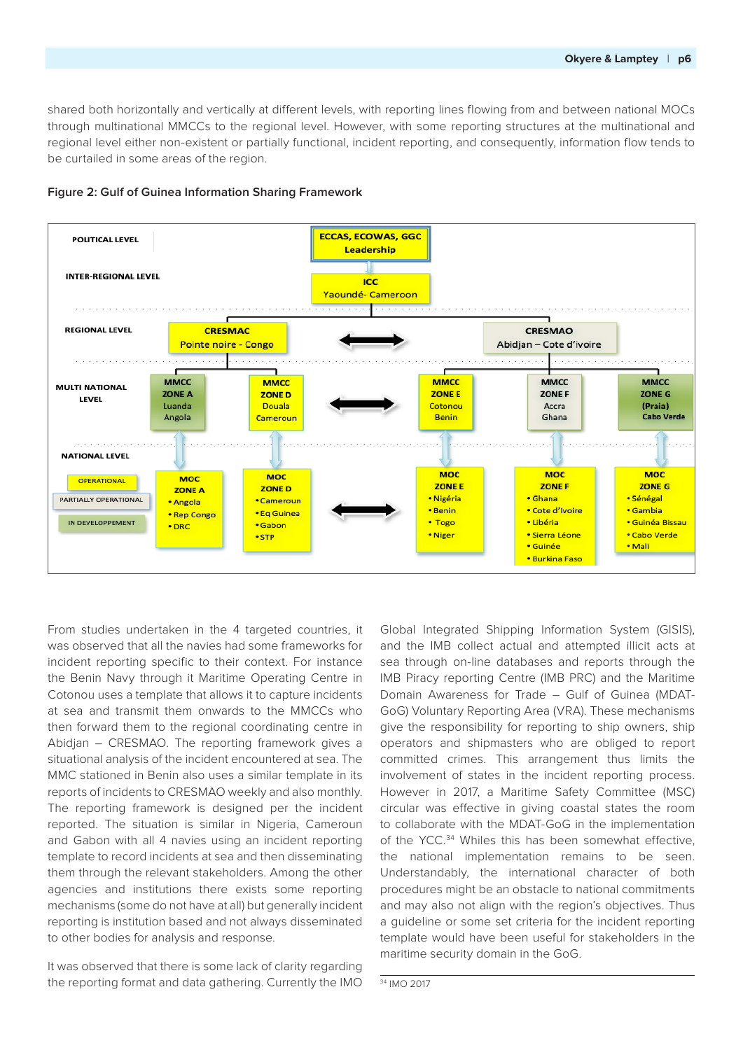shared both horizontally and vertically at different levels, with reporting lines flowing from and between national MOCs through multinational MMCCs to the regional level. However, with some reporting structures at the multinational and regional level either non-existent or partially functional, incident reporting, and consequently, information flow tends to be curtailed in some areas of the region.

**Figure 2: Gulf of Guinea Information Sharing Framework**

- **POLITICAL LEVEL**: ECCAS, ECOWAS, GGC Leadership
- **INTER-REGIONAL LEVEL**: ICC Yaoundé- Cameroon
- **REGIONAL LEVEL**: CRESMAC Pointe noire - Congo; CRESMAO Abidjan – Cote d'ivoire
- **MULTI NATIONAL LEVEL**: MMCC ZONE A Luanda Angola; MMCC ZONE D Douala Cameroun; MMCC ZONE E Cotonou Benin; MMCC ZONE F Accra Ghana; MMCC ZONE G (Praia) Cabo Verde
- **NATIONAL LEVEL**:
  - MOC ZONE A: Angola, Rep Congo, DRC
  - MOC ZONE D: Cameroun, Eq Guinea, Gabon, STP
  - MOC ZONE E: Nigéria, Benin, Togo, Niger
  - MOC ZONE F: Ghana, Cote d'Ivoire, Libéria, Sierra Léone, Guinée, Burkina Faso
  - MOC ZONE G: Sénégal, Gambia, Guinéa Bissau, Cabo Verde, Mali
- Legend: OPERATIONAL; PARTIALLY OPERATIONAL; IN DEVELOPPEMENT

From studies undertaken in the 4 targeted countries, it was observed that all the navies had some frameworks for incident reporting specific to their context. For instance the Benin Navy through it Maritime Operating Centre in Cotonou uses a template that allows it to capture incidents at sea and transmit them onwards to the MMCCs who then forward them to the regional coordinating centre in Abidjan – CRESMAO. The reporting framework gives a situational analysis of the incident encountered at sea. The MMC stationed in Benin also uses a similar template in its reports of incidents to CRESMAO weekly and also monthly. The reporting framework is designed per the incident reported. The situation is similar in Nigeria, Cameroun and Gabon with all 4 navies using an incident reporting template to record incidents at sea and then disseminating them through the relevant stakeholders. Among the other agencies and institutions there exists some reporting mechanisms (some do not have at all) but generally incident reporting is institution based and not always disseminated to other bodies for analysis and response.

It was observed that there is some lack of clarity regarding the reporting format and data gathering. Currently the IMO Global Integrated Shipping Information System (GISIS), and the IMB collect actual and attempted illicit acts at sea through on-line databases and reports through the IMB Piracy reporting Centre (IMB PRC) and the Maritime Domain Awareness for Trade – Gulf of Guinea (MDAT-GoG) Voluntary Reporting Area (VRA). These mechanisms give the responsibility for reporting to ship owners, ship operators and shipmasters who are obliged to report committed crimes. This arrangement thus limits the involvement of states in the incident reporting process. However in 2017, a Maritime Safety Committee (MSC) circular was effective in giving coastal states the room to collaborate with the MDAT-GoG in the implementation of the YCC.[34] Whiles this has been somewhat effective, the national implementation remains to be seen. Understandably, the international character of both procedures might be an obstacle to national commitments and may also not align with the region's objectives. Thus a guideline or some set criteria for the incident reporting template would have been useful for stakeholders in the maritime security domain in the GoG.

[34] IMO 2017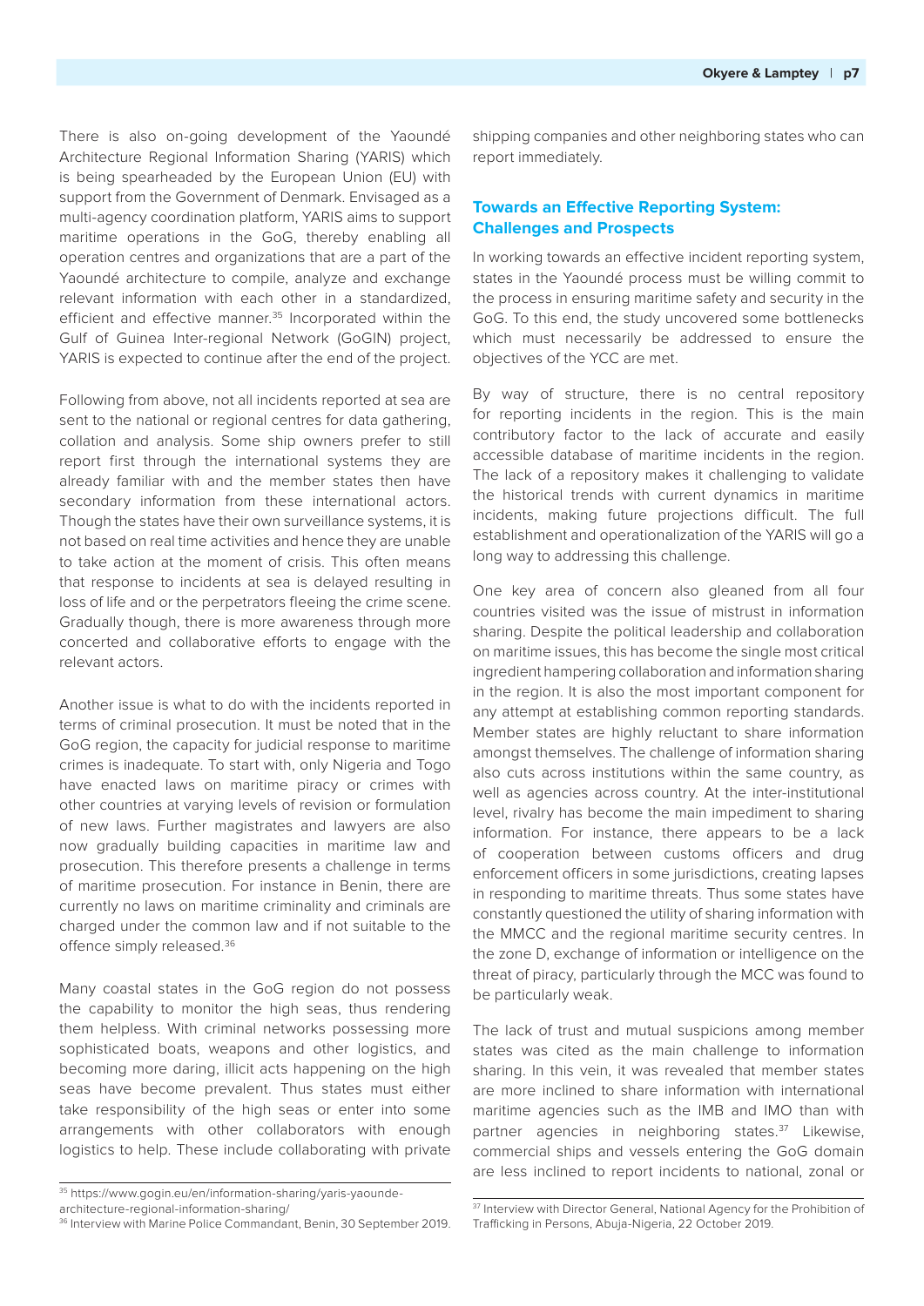There is also on-going development of the Yaoundé Architecture Regional Information Sharing (YARIS) which is being spearheaded by the European Union (EU) with support from the Government of Denmark. Envisaged as a multi-agency coordination platform, YARIS aims to support maritime operations in the GoG, thereby enabling all operation centres and organizations that are a part of the Yaoundé architecture to compile, analyze and exchange relevant information with each other in a standardized, efficient and effective manner.[35] Incorporated within the Gulf of Guinea Inter-regional Network (GoGIN) project, YARIS is expected to continue after the end of the project.

Following from above, not all incidents reported at sea are sent to the national or regional centres for data gathering, collation and analysis. Some ship owners prefer to still report first through the international systems they are already familiar with and the member states then have secondary information from these international actors. Though the states have their own surveillance systems, it is not based on real time activities and hence they are unable to take action at the moment of crisis. This often means that response to incidents at sea is delayed resulting in loss of life and or the perpetrators fleeing the crime scene. Gradually though, there is more awareness through more concerted and collaborative efforts to engage with the relevant actors.

Another issue is what to do with the incidents reported in terms of criminal prosecution. It must be noted that in the GoG region, the capacity for judicial response to maritime crimes is inadequate. To start with, only Nigeria and Togo have enacted laws on maritime piracy or crimes with other countries at varying levels of revision or formulation of new laws. Further magistrates and lawyers are also now gradually building capacities in maritime law and prosecution. This therefore presents a challenge in terms of maritime prosecution. For instance in Benin, there are currently no laws on maritime criminality and criminals are charged under the common law and if not suitable to the offence simply released.[36]

Many coastal states in the GoG region do not possess the capability to monitor the high seas, thus rendering them helpless. With criminal networks possessing more sophisticated boats, weapons and other logistics, and becoming more daring, illicit acts happening on the high seas have become prevalent. Thus states must either take responsibility of the high seas or enter into some arrangements with other collaborators with enough logistics to help. These include collaborating with private shipping companies and other neighboring states who can report immediately.

## Towards an Effective Reporting System: Challenges and Prospects

In working towards an effective incident reporting system, states in the Yaoundé process must be willing commit to the process in ensuring maritime safety and security in the GoG. To this end, the study uncovered some bottlenecks which must necessarily be addressed to ensure the objectives of the YCC are met.

By way of structure, there is no central repository for reporting incidents in the region. This is the main contributory factor to the lack of accurate and easily accessible database of maritime incidents in the region. The lack of a repository makes it challenging to validate the historical trends with current dynamics in maritime incidents, making future projections difficult. The full establishment and operationalization of the YARIS will go a long way to addressing this challenge.

One key area of concern also gleaned from all four countries visited was the issue of mistrust in information sharing. Despite the political leadership and collaboration on maritime issues, this has become the single most critical ingredient hampering collaboration and information sharing in the region. It is also the most important component for any attempt at establishing common reporting standards. Member states are highly reluctant to share information amongst themselves. The challenge of information sharing also cuts across institutions within the same country, as well as agencies across country. At the inter-institutional level, rivalry has become the main impediment to sharing information. For instance, there appears to be a lack of cooperation between customs officers and drug enforcement officers in some jurisdictions, creating lapses in responding to maritime threats. Thus some states have constantly questioned the utility of sharing information with the MMCC and the regional maritime security centres. In the zone D, exchange of information or intelligence on the threat of piracy, particularly through the MCC was found to be particularly weak.

The lack of trust and mutual suspicions among member states was cited as the main challenge to information sharing. In this vein, it was revealed that member states are more inclined to share information with international maritime agencies such as the IMB and IMO than with partner agencies in neighboring states.[37] Likewise, commercial ships and vessels entering the GoG domain are less inclined to report incidents to national, zonal or

---

[35] https://www.gogin.eu/en/information-sharing/yaris-yaounde-architecture-regional-information-sharing/

[36] Interview with Marine Police Commandant, Benin, 30 September 2019.

[37] Interview with Director General, National Agency for the Prohibition of Trafficking in Persons, Abuja-Nigeria, 22 October 2019.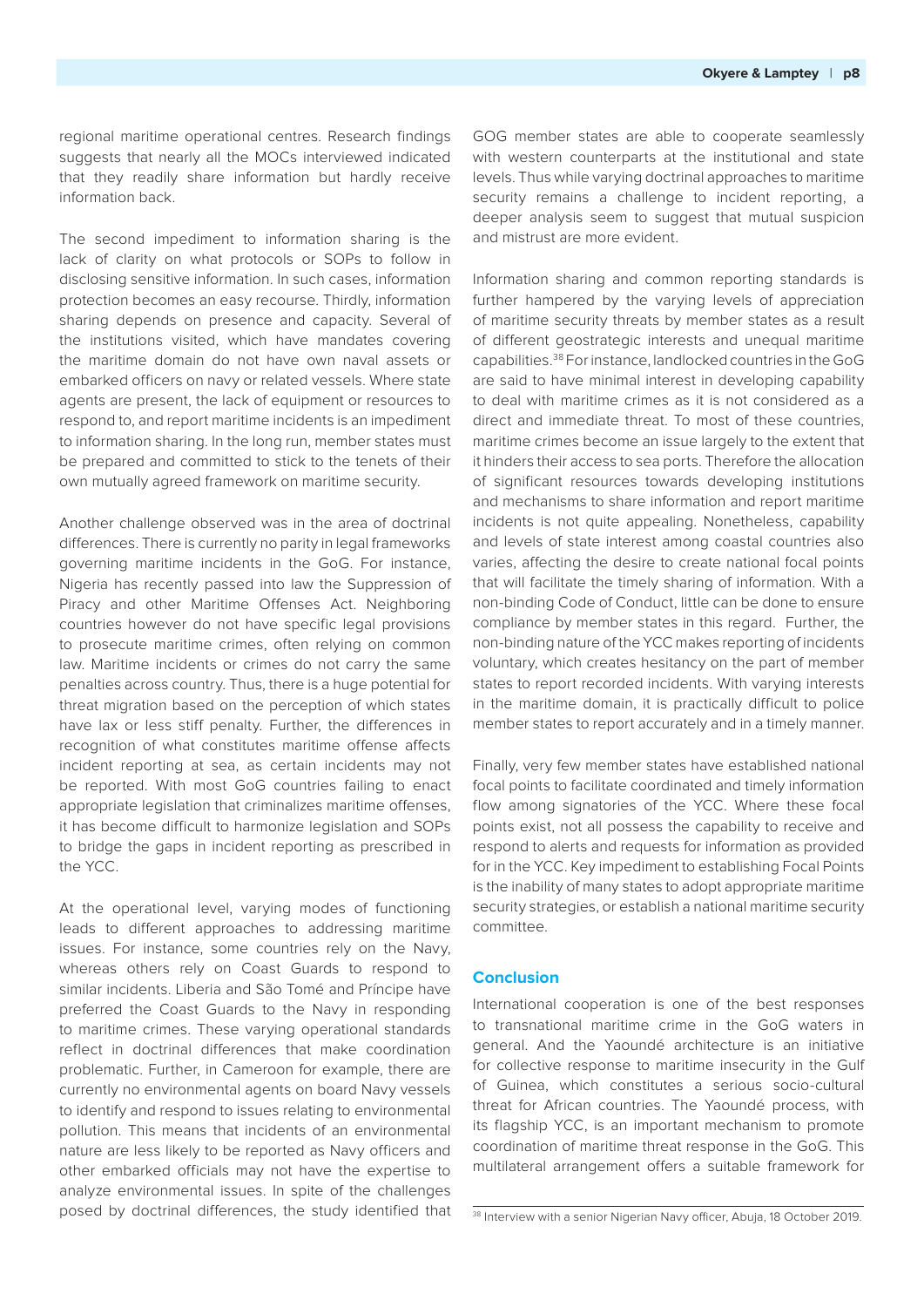regional maritime operational centres. Research findings suggests that nearly all the MOCs interviewed indicated that they readily share information but hardly receive information back.

The second impediment to information sharing is the lack of clarity on what protocols or SOPs to follow in disclosing sensitive information. In such cases, information protection becomes an easy recourse. Thirdly, information sharing depends on presence and capacity. Several of the institutions visited, which have mandates covering the maritime domain do not have own naval assets or embarked officers on navy or related vessels. Where state agents are present, the lack of equipment or resources to respond to, and report maritime incidents is an impediment to information sharing. In the long run, member states must be prepared and committed to stick to the tenets of their own mutually agreed framework on maritime security.

Another challenge observed was in the area of doctrinal differences. There is currently no parity in legal frameworks governing maritime incidents in the GoG. For instance, Nigeria has recently passed into law the Suppression of Piracy and other Maritime Offenses Act. Neighboring countries however do not have specific legal provisions to prosecute maritime crimes, often relying on common law. Maritime incidents or crimes do not carry the same penalties across country. Thus, there is a huge potential for threat migration based on the perception of which states have lax or less stiff penalty. Further, the differences in recognition of what constitutes maritime offense affects incident reporting at sea, as certain incidents may not be reported. With most GoG countries failing to enact appropriate legislation that criminalizes maritime offenses, it has become difficult to harmonize legislation and SOPs to bridge the gaps in incident reporting as prescribed in the YCC.

At the operational level, varying modes of functioning leads to different approaches to addressing maritime issues. For instance, some countries rely on the Navy, whereas others rely on Coast Guards to respond to similar incidents. Liberia and São Tomé and Príncipe have preferred the Coast Guards to the Navy in responding to maritime crimes. These varying operational standards reflect in doctrinal differences that make coordination problematic. Further, in Cameroon for example, there are currently no environmental agents on board Navy vessels to identify and respond to issues relating to environmental pollution. This means that incidents of an environmental nature are less likely to be reported as Navy officers and other embarked officials may not have the expertise to analyze environmental issues. In spite of the challenges posed by doctrinal differences, the study identified that GOG member states are able to cooperate seamlessly with western counterparts at the institutional and state levels. Thus while varying doctrinal approaches to maritime security remains a challenge to incident reporting, a deeper analysis seem to suggest that mutual suspicion and mistrust are more evident.

Information sharing and common reporting standards is further hampered by the varying levels of appreciation of maritime security threats by member states as a result of different geostrategic interests and unequal maritime capabilities.[38] For instance, landlocked countries in the GoG are said to have minimal interest in developing capability to deal with maritime crimes as it is not considered as a direct and immediate threat. To most of these countries, maritime crimes become an issue largely to the extent that it hinders their access to sea ports. Therefore the allocation of significant resources towards developing institutions and mechanisms to share information and report maritime incidents is not quite appealing. Nonetheless, capability and levels of state interest among coastal countries also varies, affecting the desire to create national focal points that will facilitate the timely sharing of information. With a non-binding Code of Conduct, little can be done to ensure compliance by member states in this regard. Further, the non-binding nature of the YCC makes reporting of incidents voluntary, which creates hesitancy on the part of member states to report recorded incidents. With varying interests in the maritime domain, it is practically difficult to police member states to report accurately and in a timely manner.

Finally, very few member states have established national focal points to facilitate coordinated and timely information flow among signatories of the YCC. Where these focal points exist, not all possess the capability to receive and respond to alerts and requests for information as provided for in the YCC. Key impediment to establishing Focal Points is the inability of many states to adopt appropriate maritime security strategies, or establish a national maritime security committee.

## Conclusion

International cooperation is one of the best responses to transnational maritime crime in the GoG waters in general. And the Yaoundé architecture is an initiative for collective response to maritime insecurity in the Gulf of Guinea, which constitutes a serious socio-cultural threat for African countries. The Yaoundé process, with its flagship YCC, is an important mechanism to promote coordination of maritime threat response in the GoG. This multilateral arrangement offers a suitable framework for

[38] Interview with a senior Nigerian Navy officer, Abuja, 18 October 2019.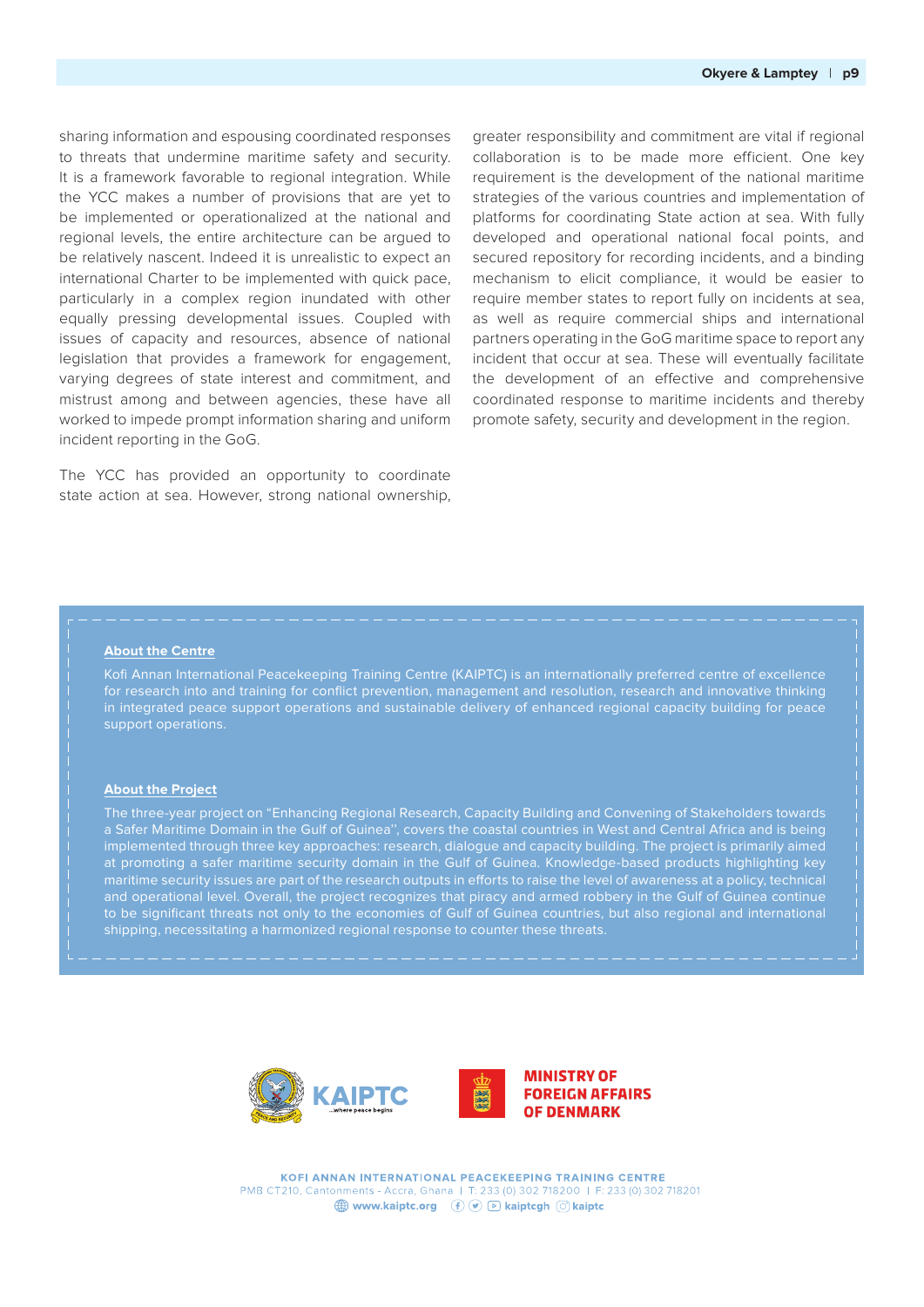sharing information and espousing coordinated responses to threats that undermine maritime safety and security. It is a framework favorable to regional integration. While the YCC makes a number of provisions that are yet to be implemented or operationalized at the national and regional levels, the entire architecture can be argued to be relatively nascent. Indeed it is unrealistic to expect an international Charter to be implemented with quick pace, particularly in a complex region inundated with other equally pressing developmental issues. Coupled with issues of capacity and resources, absence of national legislation that provides a framework for engagement, varying degrees of state interest and commitment, and mistrust among and between agencies, these have all worked to impede prompt information sharing and uniform incident reporting in the GoG.

The YCC has provided an opportunity to coordinate state action at sea. However, strong national ownership, greater responsibility and commitment are vital if regional collaboration is to be made more efficient. One key requirement is the development of the national maritime strategies of the various countries and implementation of platforms for coordinating State action at sea. With fully developed and operational national focal points, and secured repository for recording incidents, and a binding mechanism to elicit compliance, it would be easier to require member states to report fully on incidents at sea, as well as require commercial ships and international partners operating in the GoG maritime space to report any incident that occur at sea. These will eventually facilitate the development of an effective and comprehensive coordinated response to maritime incidents and thereby promote safety, security and development in the region.

**About the Centre**

Kofi Annan International Peacekeeping Training Centre (KAIPTC) is an internationally preferred centre of excellence for research into and training for conflict prevention, management and resolution, research and innovative thinking in integrated peace support operations and sustainable delivery of enhanced regional capacity building for peace support operations.

**About the Project**

The three-year project on "Enhancing Regional Research, Capacity Building and Convening of Stakeholders towards a Safer Maritime Domain in the Gulf of Guinea", covers the coastal countries in West and Central Africa and is being implemented through three key approaches: research, dialogue and capacity building. The project is primarily aimed at promoting a safer maritime security domain in the Gulf of Guinea. Knowledge-based products highlighting key maritime security issues are part of the research outputs in efforts to raise the level of awareness at a policy, technical and operational level. Overall, the project recognizes that piracy and armed robbery in the Gulf of Guinea continue to be significant threats not only to the economies of Gulf of Guinea countries, but also regional and international shipping, necessitating a harmonized regional response to counter these threats.

KAIPTC ...where peace begins

MINISTRY OF FOREIGN AFFAIRS OF DENMARK

KOFI ANNAN INTERNATIONAL PEACEKEEPING TRAINING CENTRE
PMB CT210, Cantonments - Accra, Ghana | T: 233 (0) 302 718200 | F: 233 (0) 302 718201
www.kaiptc.org kaiptcgh kaiptc